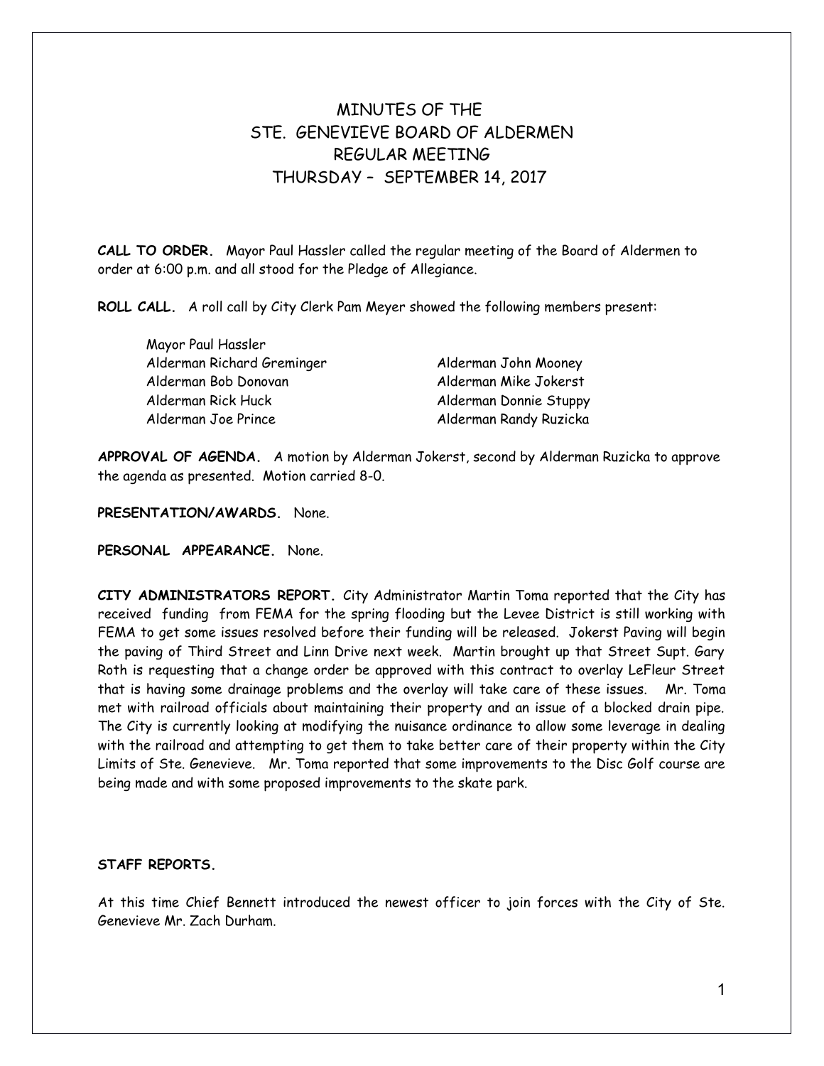# MINUTES OF THE
# STE. GENEVIEVE BOARD OF ALDERMEN
# REGULAR MEETING
# THURSDAY – SEPTEMBER 14, 2017

**CALL TO ORDER.** Mayor Paul Hassler called the regular meeting of the Board of Aldermen to order at 6:00 p.m. and all stood for the Pledge of Allegiance.

**ROLL CALL.** A roll call by City Clerk Pam Meyer showed the following members present:

Mayor Paul Hassler
Alderman Richard Greminger
Alderman Bob Donovan
Alderman Rick Huck
Alderman Joe Prince
Alderman John Mooney
Alderman Mike Jokerst
Alderman Donnie Stuppy
Alderman Randy Ruzicka

**APPROVAL OF AGENDA.** A motion by Alderman Jokerst, second by Alderman Ruzicka to approve the agenda as presented. Motion carried 8-0.

**PRESENTATION/AWARDS.** None.

**PERSONAL APPEARANCE.** None.

**CITY ADMINISTRATORS REPORT.** City Administrator Martin Toma reported that the City has received funding from FEMA for the spring flooding but the Levee District is still working with FEMA to get some issues resolved before their funding will be released. Jokerst Paving will begin the paving of Third Street and Linn Drive next week. Martin brought up that Street Supt. Gary Roth is requesting that a change order be approved with this contract to overlay LeFleur Street that is having some drainage problems and the overlay will take care of these issues. Mr. Toma met with railroad officials about maintaining their property and an issue of a blocked drain pipe. The City is currently looking at modifying the nuisance ordinance to allow some leverage in dealing with the railroad and attempting to get them to take better care of their property within the City Limits of Ste. Genevieve. Mr. Toma reported that some improvements to the Disc Golf course are being made and with some proposed improvements to the skate park.

**STAFF REPORTS.**

At this time Chief Bennett introduced the newest officer to join forces with the City of Ste. Genevieve Mr. Zach Durham.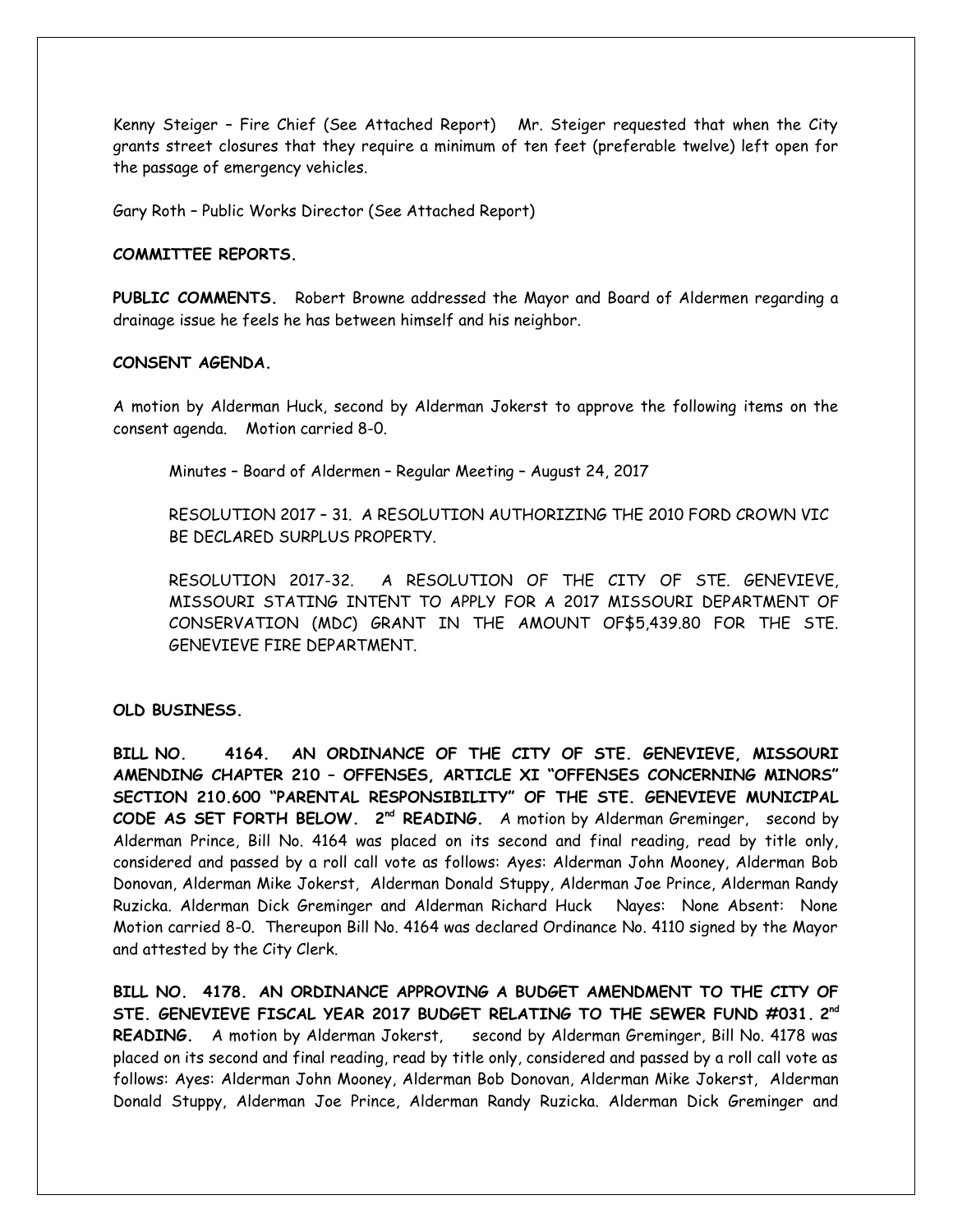Kenny Steiger – Fire Chief (See Attached Report) Mr. Steiger requested that when the City grants street closures that they require a minimum of ten feet (preferable twelve) left open for the passage of emergency vehicles.

Gary Roth – Public Works Director (See Attached Report)

**COMMITTEE REPORTS.**

**PUBLIC COMMENTS.** Robert Browne addressed the Mayor and Board of Aldermen regarding a drainage issue he feels he has between himself and his neighbor.

**CONSENT AGENDA.**

A motion by Alderman Huck, second by Alderman Jokerst to approve the following items on the consent agenda. Motion carried 8-0.

Minutes – Board of Aldermen – Regular Meeting – August 24, 2017

RESOLUTION 2017 – 31. A RESOLUTION AUTHORIZING THE 2010 FORD CROWN VIC BE DECLARED SURPLUS PROPERTY.

RESOLUTION 2017-32. A RESOLUTION OF THE CITY OF STE. GENEVIEVE, MISSOURI STATING INTENT TO APPLY FOR A 2017 MISSOURI DEPARTMENT OF CONSERVATION (MDC) GRANT IN THE AMOUNT OF$5,439.80 FOR THE STE. GENEVIEVE FIRE DEPARTMENT.

**OLD BUSINESS.**

**BILL NO. 4164. AN ORDINANCE OF THE CITY OF STE. GENEVIEVE, MISSOURI AMENDING CHAPTER 210 – OFFENSES, ARTICLE XI "OFFENSES CONCERNING MINORS" SECTION 210.600 "PARENTAL RESPONSIBILITY" OF THE STE. GENEVIEVE MUNICIPAL CODE AS SET FORTH BELOW. 2nd READING.** A motion by Alderman Greminger, second by Alderman Prince, Bill No. 4164 was placed on its second and final reading, read by title only, considered and passed by a roll call vote as follows: Ayes: Alderman John Mooney, Alderman Bob Donovan, Alderman Mike Jokerst, Alderman Donald Stuppy, Alderman Joe Prince, Alderman Randy Ruzicka. Alderman Dick Greminger and Alderman Richard Huck Nayes: None Absent: None Motion carried 8-0. Thereupon Bill No. 4164 was declared Ordinance No. 4110 signed by the Mayor and attested by the City Clerk.

**BILL NO. 4178. AN ORDINANCE APPROVING A BUDGET AMENDMENT TO THE CITY OF STE. GENEVIEVE FISCAL YEAR 2017 BUDGET RELATING TO THE SEWER FUND #031. 2nd READING.** A motion by Alderman Jokerst, second by Alderman Greminger, Bill No. 4178 was placed on its second and final reading, read by title only, considered and passed by a roll call vote as follows: Ayes: Alderman John Mooney, Alderman Bob Donovan, Alderman Mike Jokerst, Alderman Donald Stuppy, Alderman Joe Prince, Alderman Randy Ruzicka. Alderman Dick Greminger and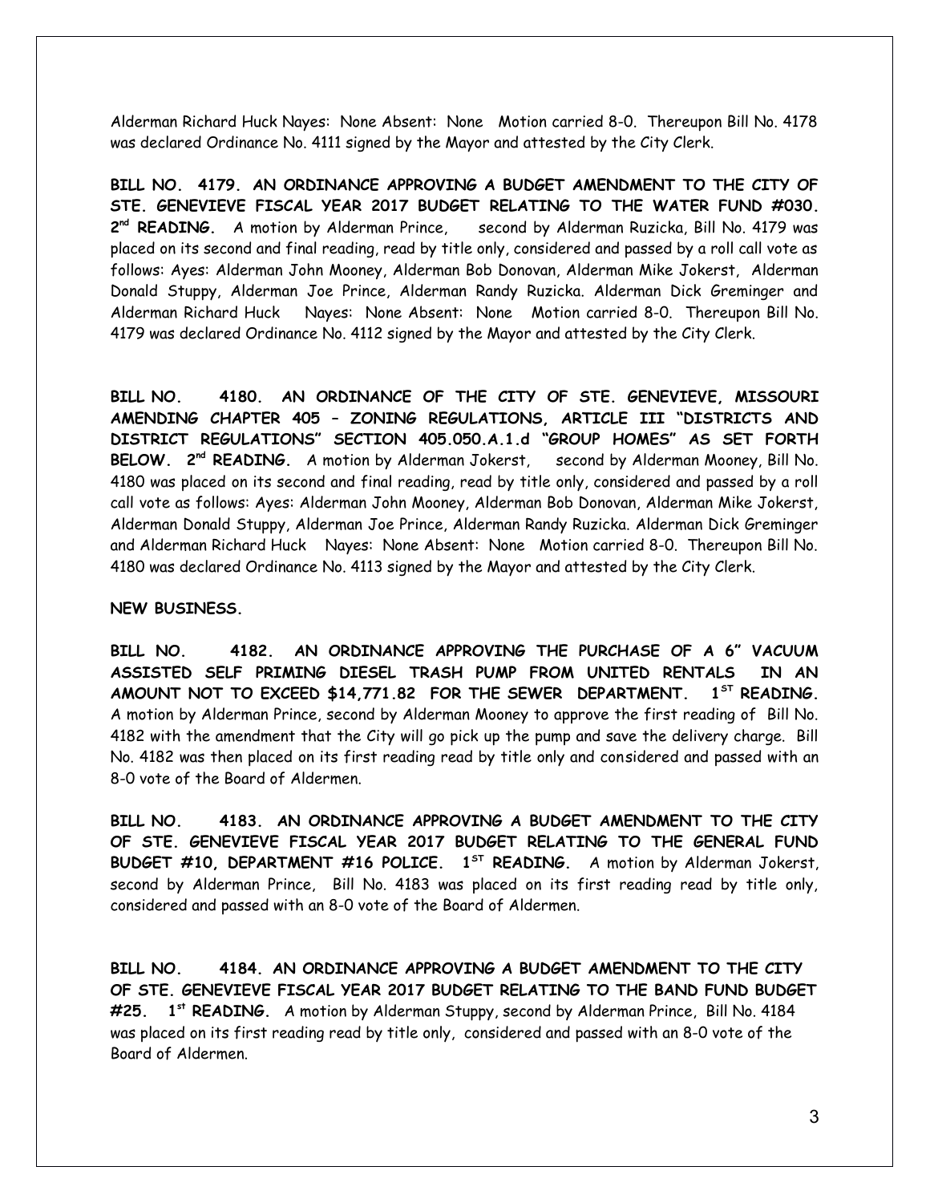Alderman Richard Huck Nayes: None Absent: None Motion carried 8-0. Thereupon Bill No. 4178 was declared Ordinance No. 4111 signed by the Mayor and attested by the City Clerk.

**BILL NO. 4179. AN ORDINANCE APPROVING A BUDGET AMENDMENT TO THE CITY OF STE. GENEVIEVE FISCAL YEAR 2017 BUDGET RELATING TO THE WATER FUND #030. 2nd READING.** A motion by Alderman Prince, second by Alderman Ruzicka, Bill No. 4179 was placed on its second and final reading, read by title only, considered and passed by a roll call vote as follows: Ayes: Alderman John Mooney, Alderman Bob Donovan, Alderman Mike Jokerst, Alderman Donald Stuppy, Alderman Joe Prince, Alderman Randy Ruzicka. Alderman Dick Greminger and Alderman Richard Huck Nayes: None Absent: None Motion carried 8-0. Thereupon Bill No. 4179 was declared Ordinance No. 4112 signed by the Mayor and attested by the City Clerk.

**BILL NO. 4180. AN ORDINANCE OF THE CITY OF STE. GENEVIEVE, MISSOURI AMENDING CHAPTER 405 – ZONING REGULATIONS, ARTICLE III "DISTRICTS AND DISTRICT REGULATIONS" SECTION 405.050.A.1.d "GROUP HOMES" AS SET FORTH BELOW. 2nd READING.** A motion by Alderman Jokerst, second by Alderman Mooney, Bill No. 4180 was placed on its second and final reading, read by title only, considered and passed by a roll call vote as follows: Ayes: Alderman John Mooney, Alderman Bob Donovan, Alderman Mike Jokerst, Alderman Donald Stuppy, Alderman Joe Prince, Alderman Randy Ruzicka. Alderman Dick Greminger and Alderman Richard Huck Nayes: None Absent: None Motion carried 8-0. Thereupon Bill No. 4180 was declared Ordinance No. 4113 signed by the Mayor and attested by the City Clerk.

**NEW BUSINESS.**

**BILL NO. 4182. AN ORDINANCE APPROVING THE PURCHASE OF A 6" VACUUM ASSISTED SELF PRIMING DIESEL TRASH PUMP FROM UNITED RENTALS IN AN AMOUNT NOT TO EXCEED $14,771.82 FOR THE SEWER DEPARTMENT. 1ST READING.** A motion by Alderman Prince, second by Alderman Mooney to approve the first reading of Bill No. 4182 with the amendment that the City will go pick up the pump and save the delivery charge. Bill No. 4182 was then placed on its first reading read by title only and considered and passed with an 8-0 vote of the Board of Aldermen.

**BILL NO. 4183. AN ORDINANCE APPROVING A BUDGET AMENDMENT TO THE CITY OF STE. GENEVIEVE FISCAL YEAR 2017 BUDGET RELATING TO THE GENERAL FUND BUDGET #10, DEPARTMENT #16 POLICE. 1ST READING.** A motion by Alderman Jokerst, second by Alderman Prince, Bill No. 4183 was placed on its first reading read by title only, considered and passed with an 8-0 vote of the Board of Aldermen.

**BILL NO. 4184. AN ORDINANCE APPROVING A BUDGET AMENDMENT TO THE CITY OF STE. GENEVIEVE FISCAL YEAR 2017 BUDGET RELATING TO THE BAND FUND BUDGET #25. 1st READING.** A motion by Alderman Stuppy, second by Alderman Prince, Bill No. 4184 was placed on its first reading read by title only, considered and passed with an 8-0 vote of the Board of Aldermen.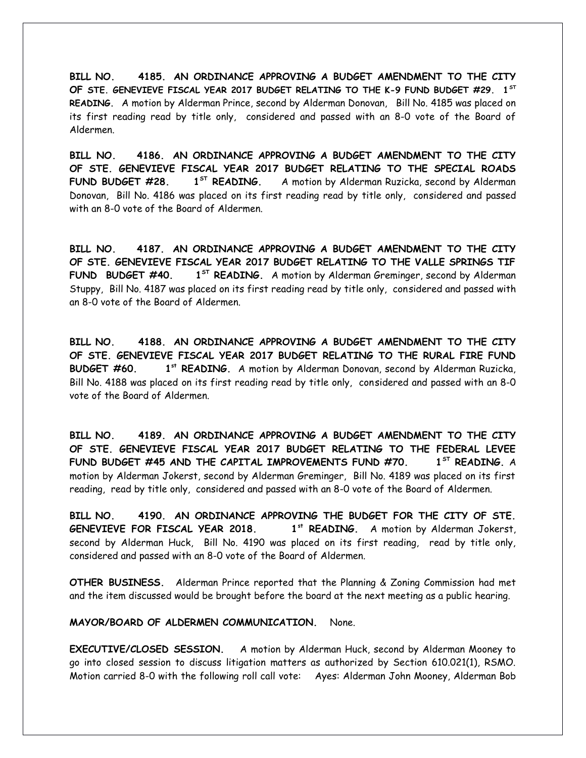**BILL NO. 4185. AN ORDINANCE APPROVING A BUDGET AMENDMENT TO THE CITY OF STE. GENEVIEVE FISCAL YEAR 2017 BUDGET RELATING TO THE K-9 FUND BUDGET #29. 1ST READING.** A motion by Alderman Prince, second by Alderman Donovan, Bill No. 4185 was placed on its first reading read by title only, considered and passed with an 8-0 vote of the Board of Aldermen.

**BILL NO. 4186. AN ORDINANCE APPROVING A BUDGET AMENDMENT TO THE CITY OF STE. GENEVIEVE FISCAL YEAR 2017 BUDGET RELATING TO THE SPECIAL ROADS FUND BUDGET #28. 1ST READING.** A motion by Alderman Ruzicka, second by Alderman Donovan, Bill No. 4186 was placed on its first reading read by title only, considered and passed with an 8-0 vote of the Board of Aldermen.

**BILL NO. 4187. AN ORDINANCE APPROVING A BUDGET AMENDMENT TO THE CITY OF STE. GENEVIEVE FISCAL YEAR 2017 BUDGET RELATING TO THE VALLE SPRINGS TIF FUND BUDGET #40. 1ST READING.** A motion by Alderman Greminger, second by Alderman Stuppy, Bill No. 4187 was placed on its first reading read by title only, considered and passed with an 8-0 vote of the Board of Aldermen.

**BILL NO. 4188. AN ORDINANCE APPROVING A BUDGET AMENDMENT TO THE CITY OF STE. GENEVIEVE FISCAL YEAR 2017 BUDGET RELATING TO THE RURAL FIRE FUND BUDGET #60. 1st READING.** A motion by Alderman Donovan, second by Alderman Ruzicka, Bill No. 4188 was placed on its first reading read by title only, considered and passed with an 8-0 vote of the Board of Aldermen.

**BILL NO. 4189. AN ORDINANCE APPROVING A BUDGET AMENDMENT TO THE CITY OF STE. GENEVIEVE FISCAL YEAR 2017 BUDGET RELATING TO THE FEDERAL LEVEE FUND BUDGET #45 AND THE CAPITAL IMPROVEMENTS FUND #70. 1ST READING.** A motion by Alderman Jokerst, second by Alderman Greminger, Bill No. 4189 was placed on its first reading, read by title only, considered and passed with an 8-0 vote of the Board of Aldermen.

**BILL NO. 4190. AN ORDINANCE APPROVING THE BUDGET FOR THE CITY OF STE. GENEVIEVE FOR FISCAL YEAR 2018. 1st READING.** A motion by Alderman Jokerst, second by Alderman Huck, Bill No. 4190 was placed on its first reading, read by title only, considered and passed with an 8-0 vote of the Board of Aldermen.

**OTHER BUSINESS.** Alderman Prince reported that the Planning & Zoning Commission had met and the item discussed would be brought before the board at the next meeting as a public hearing.

**MAYOR/BOARD OF ALDERMEN COMMUNICATION.** None.

**EXECUTIVE/CLOSED SESSION.** A motion by Alderman Huck, second by Alderman Mooney to go into closed session to discuss litigation matters as authorized by Section 610.021(1), RSMO. Motion carried 8-0 with the following roll call vote: Ayes: Alderman John Mooney, Alderman Bob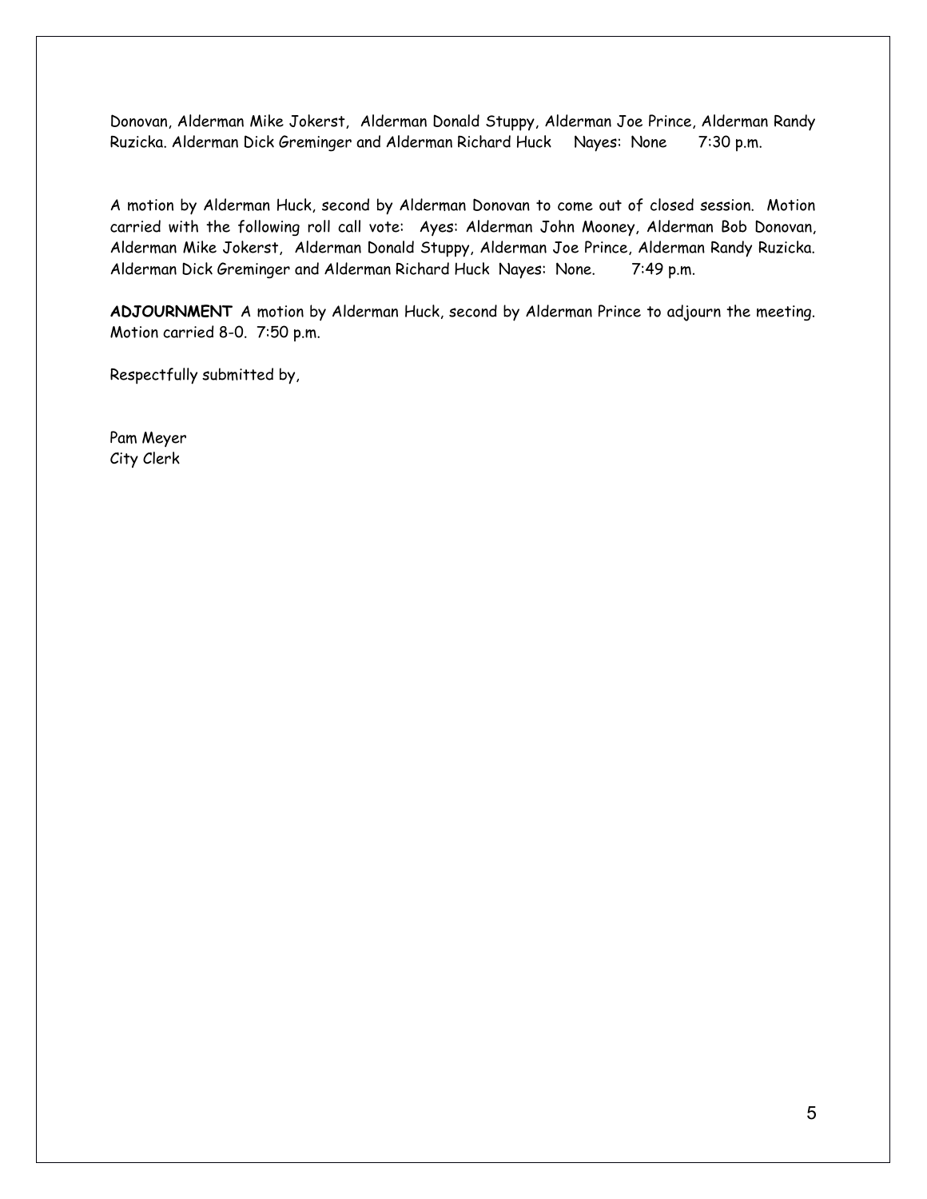Donovan, Alderman Mike Jokerst, Alderman Donald Stuppy, Alderman Joe Prince, Alderman Randy Ruzicka. Alderman Dick Greminger and Alderman Richard Huck Nayes: None 7:30 p.m.

A motion by Alderman Huck, second by Alderman Donovan to come out of closed session. Motion carried with the following roll call vote: Ayes: Alderman John Mooney, Alderman Bob Donovan, Alderman Mike Jokerst, Alderman Donald Stuppy, Alderman Joe Prince, Alderman Randy Ruzicka. Alderman Dick Greminger and Alderman Richard Huck Nayes: None. 7:49 p.m.

**ADJOURNMENT** A motion by Alderman Huck, second by Alderman Prince to adjourn the meeting. Motion carried 8-0. 7:50 p.m.

Respectfully submitted by,

Pam Meyer
City Clerk